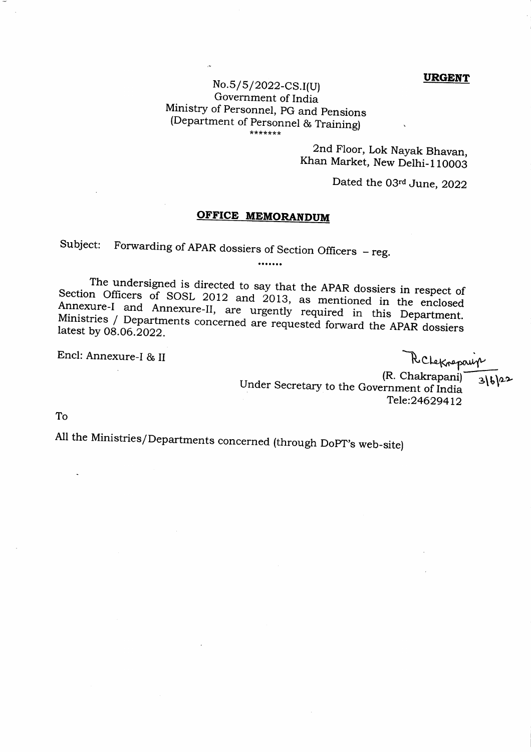**URGENT**

No.5/5/2022-CS.I(U)
Government of India
Ministry of Personnel, PG and Pensions
(Department of Personnel & Training)

\*\*\*\*\*\*\*

2nd Floor, Lok Nayak Bhavan,
Khan Market, New Delhi-110003

Dated the 03rd June, 2022

## OFFICE MEMORANDUM

Subject: Forwarding of APAR dossiers of Section Officers – reg.

.......

The undersigned is directed to say that the APAR dossiers in respect of Section Officers of SOSL 2012 and 2013, as mentioned in the enclosed Annexure-I and Annexure-II, are urgently required in this Department. Ministries / Departments concerned are requested forward the APAR dossiers latest by 08.06.2022.

Encl: Annexure-I & II

(R. Chakrapani) 3/6/22
Under Secretary to the Government of India
Tele:24629412

To

All the Ministries/Departments concerned (through DoPT's web-site)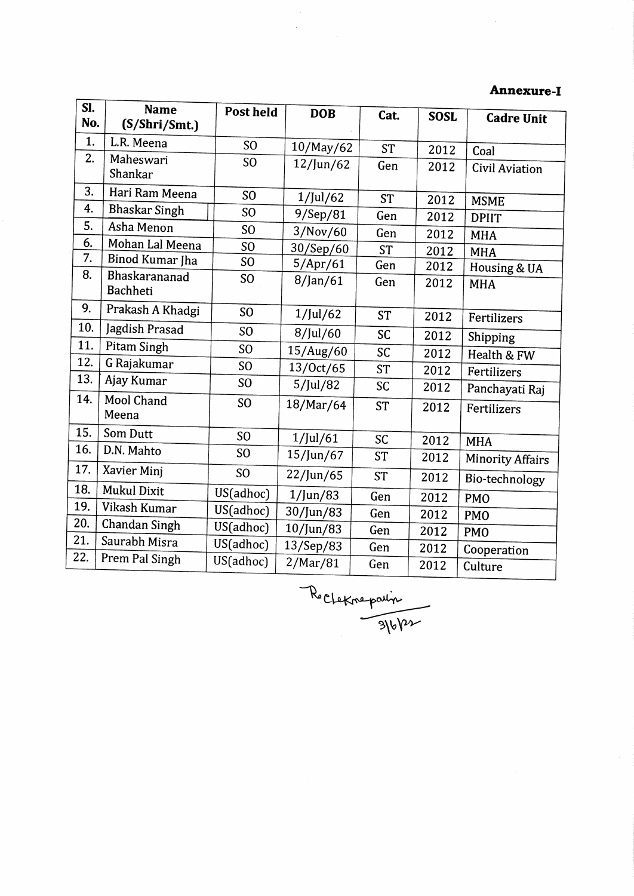**Annexure-I**

| Sl. No. | Name (S/Shri/Smt.) | Post held | DOB | Cat. | SOSL | Cadre Unit |
|---|---|---|---|---|---|---|
| 1. | L.R. Meena | SO | 10/May/62 | ST | 2012 | Coal |
| 2. | Maheswari Shankar | SO | 12/Jun/62 | Gen | 2012 | Civil Aviation |
| 3. | Hari Ram Meena | SO | 1/Jul/62 | ST | 2012 | MSME |
| 4. | Bhaskar Singh | SO | 9/Sep/81 | Gen | 2012 | DPIIT |
| 5. | Asha Menon | SO | 3/Nov/60 | Gen | 2012 | MHA |
| 6. | Mohan Lal Meena | SO | 30/Sep/60 | ST | 2012 | MHA |
| 7. | Binod Kumar Jha | SO | 5/Apr/61 | Gen | 2012 | Housing & UA |
| 8. | Bhaskarananad Bachheti | SO | 8/Jan/61 | Gen | 2012 | MHA |
| 9. | Prakash A Khadgi | SO | 1/Jul/62 | ST | 2012 | Fertilizers |
| 10. | Jagdish Prasad | SO | 8/Jul/60 | SC | 2012 | Shipping |
| 11. | Pitam Singh | SO | 15/Aug/60 | SC | 2012 | Health & FW |
| 12. | G Rajakumar | SO | 13/Oct/65 | ST | 2012 | Fertilizers |
| 13. | Ajay Kumar | SO | 5/Jul/82 | SC | 2012 | Panchayati Raj |
| 14. | Mool Chand Meena | SO | 18/Mar/64 | ST | 2012 | Fertilizers |
| 15. | Som Dutt | SO | 1/Jul/61 | SC | 2012 | MHA |
| 16. | D.N. Mahto | SO | 15/Jun/67 | ST | 2012 | Minority Affairs |
| 17. | Xavier Minj | SO | 22/Jun/65 | ST | 2012 | Bio-technology |
| 18. | Mukul Dixit | US(adhoc) | 1/Jun/83 | Gen | 2012 | PMO |
| 19. | Vikash Kumar | US(adhoc) | 30/Jun/83 | Gen | 2012 | PMO |
| 20. | Chandan Singh | US(adhoc) | 10/Jun/83 | Gen | 2012 | PMO |
| 21. | Saurabh Misra | US(adhoc) | 13/Sep/83 | Gen | 2012 | Cooperation |
| 22. | Prem Pal Singh | US(adhoc) | 2/Mar/81 | Gen | 2012 | Culture |

Rechekmepalin
3/6/22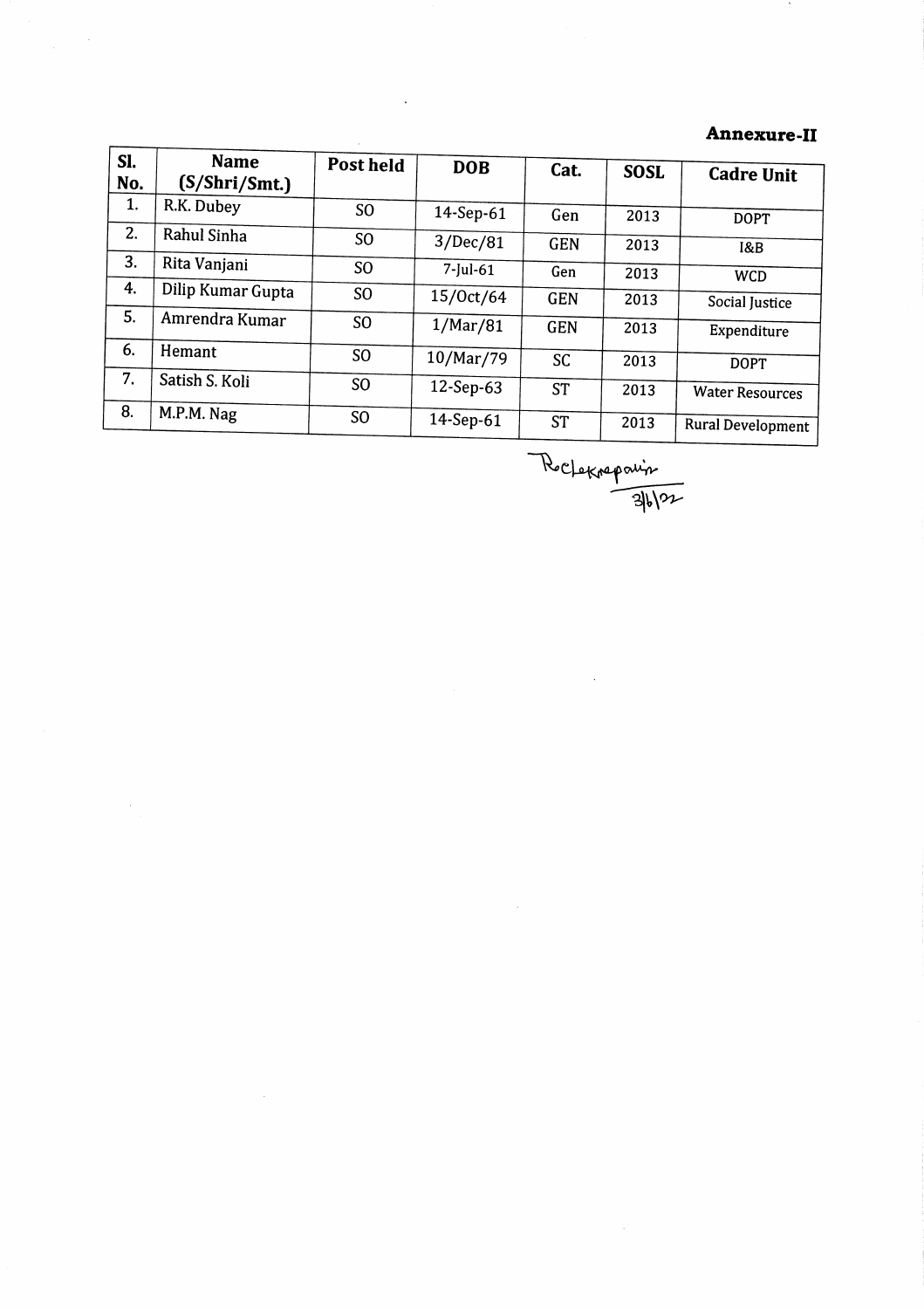**Annexure-II**

| Sl. No. | Name (S/Shri/Smt.) | Post held | DOB | Cat. | SOSL | Cadre Unit |
|---|---|---|---|---|---|---|
| 1. | R.K. Dubey | SO | 14-Sep-61 | Gen | 2013 | DOPT |
| 2. | Rahul Sinha | SO | 3/Dec/81 | GEN | 2013 | I&B |
| 3. | Rita Vanjani | SO | 7-Jul-61 | Gen | 2013 | WCD |
| 4. | Dilip Kumar Gupta | SO | 15/Oct/64 | GEN | 2013 | Social Justice |
| 5. | Amrendra Kumar | SO | 1/Mar/81 | GEN | 2013 | Expenditure |
| 6. | Hemant | SO | 10/Mar/79 | SC | 2013 | DOPT |
| 7. | Satish S. Koli | SO | 12-Sep-63 | ST | 2013 | Water Resources |
| 8. | M.P.M. Nag | SO | 14-Sep-61 | ST | 2013 | Rural Development |

Rcleknapain
3/6/22